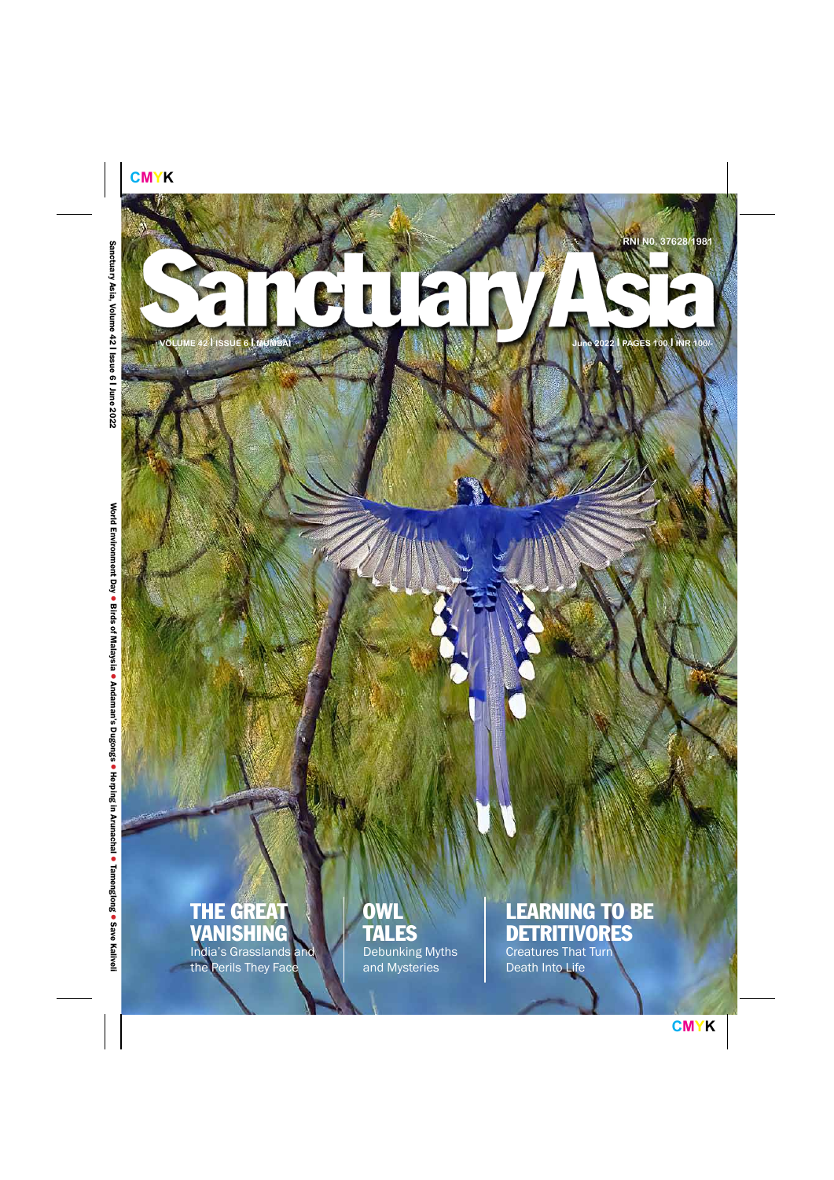RNI NO. 37628/1981

# Sanctuary Asia

VOLUME 42 | ISSUE 6 | MUMBAI

June 2022 | PAGES 100 | INR 100/-

Sanctuary Asia, Volume 42 | Issue 6 | June 2022

World Environment Day • Birds of Malaysia • Andaman's Dugongs • Herping in Arunachal • Tamenglong • Save Kaliveli

## THE GREAT VANISHING

India's Grasslands and the Perils They Face

## OWL TALES

Debunking Myths and Mysteries

## LEARNING TO BE DETRITIVORES

Creatures That Turn Death Into Life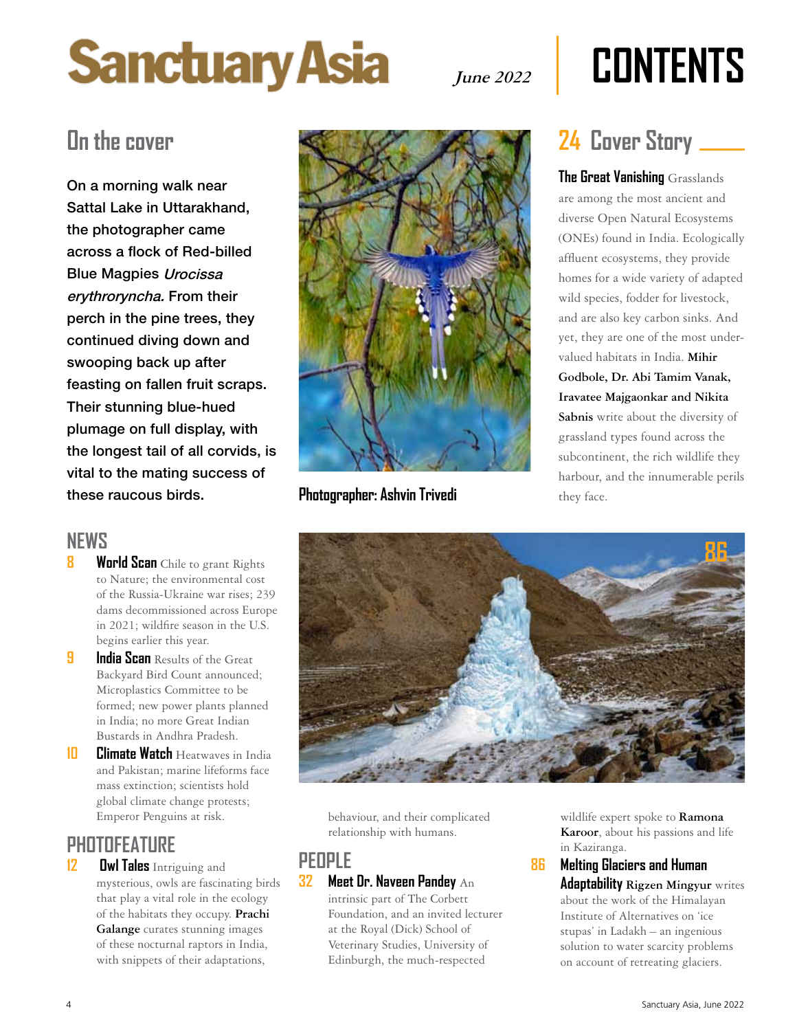# Sanctuary Asia

*June 2022*

# CONTENTS

## On the cover

On a morning walk near Sattal Lake in Uttarakhand, the photographer came across a flock of Red-billed Blue Magpies *Urocissa erythroryncha.* From their perch in the pine trees, they continued diving down and swooping back up after feasting on fallen fruit scraps. Their stunning blue-hued plumage on full display, with the longest tail of all corvids, is vital to the mating success of these raucous birds.

**Photographer: Ashvin Trivedi**

## 24 Cover Story

**The Great Vanishing** Grasslands are among the most ancient and diverse Open Natural Ecosystems (ONEs) found in India. Ecologically affluent ecosystems, they provide homes for a wide variety of adapted wild species, fodder for livestock, and are also key carbon sinks. And yet, they are one of the most under-valued habitats in India. **Mihir Godbole, Dr. Abi Tamim Vanak, Iravatee Majgaonkar and Nikita Sabnis** write about the diversity of grassland types found across the subcontinent, the rich wildlife they harbour, and the innumerable perils they face.

## NEWS

**8 World Scan** Chile to grant Rights to Nature; the environmental cost of the Russia-Ukraine war rises; 239 dams decommissioned across Europe in 2021; wildfire season in the U.S. begins earlier this year.

**9 India Scan** Results of the Great Backyard Bird Count announced; Microplastics Committee to be formed; new power plants planned in India; no more Great Indian Bustards in Andhra Pradesh.

**10 Climate Watch** Heatwaves in India and Pakistan; marine lifeforms face mass extinction; scientists hold global climate change protests; Emperor Penguins at risk.

## PHOTOFEATURE

**12 Owl Tales** Intriguing and mysterious, owls are fascinating birds that play a vital role in the ecology of the habitats they occupy. **Prachi Galange** curates stunning images of these nocturnal raptors in India, with snippets of their adaptations, behaviour, and their complicated relationship with humans.

## PEOPLE

**32 Meet Dr. Naveen Pandey** An intrinsic part of The Corbett Foundation, and an invited lecturer at the Royal (Dick) School of Veterinary Studies, University of Edinburgh, the much-respected wildlife expert spoke to **Ramona Karoor**, about his passions and life in Kaziranga.

**86 Melting Glaciers and Human Adaptability** **Rigzen Mingyur** writes about the work of the Himalayan Institute of Alternatives on 'ice stupas' in Ladakh – an ingenious solution to water scarcity problems on account of retreating glaciers.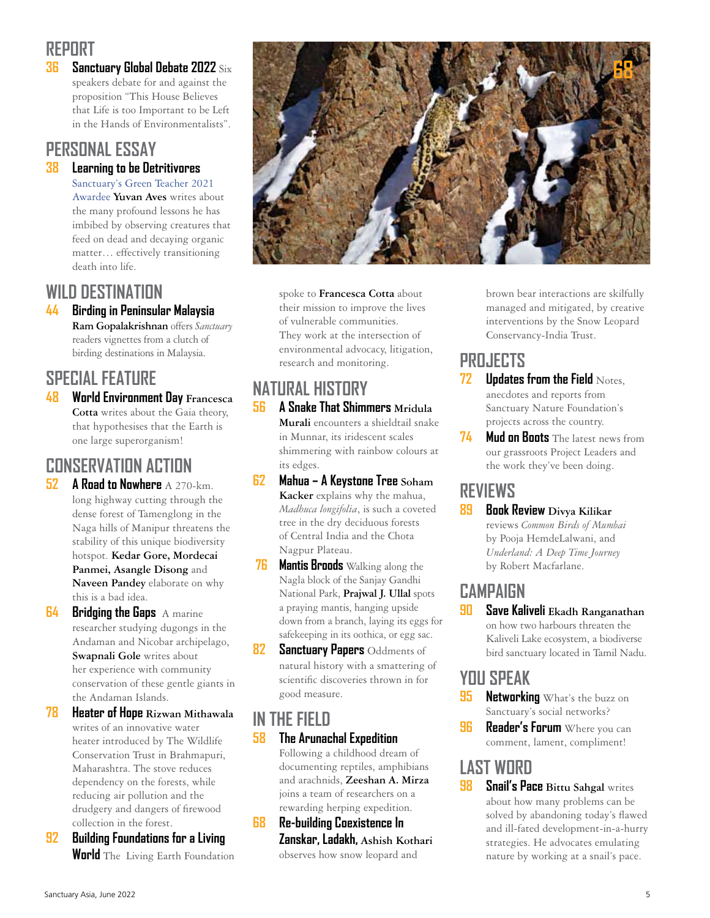## REPORT

**36 Sanctuary Global Debate 2022** Six speakers debate for and against the proposition "This House Believes that Life is too Important to be Left in the Hands of Environmentalists".

## PERSONAL ESSAY

**38 Learning to be Detritivores**
Sanctuary's Green Teacher 2021 Awardee **Yuvan Aves** writes about the many profound lessons he has imbibed by observing creatures that feed on dead and decaying organic matter… effectively transitioning death into life.

## WILD DESTINATION

**44 Birding in Peninsular Malaysia**
**Ram Gopalakrishnan** offers *Sanctuary* readers vignettes from a clutch of birding destinations in Malaysia.

## SPECIAL FEATURE

**48 World Environment Day** **Francesca Cotta** writes about the Gaia theory, that hypothesises that the Earth is one large superorganism!

## CONSERVATION ACTION

**52 A Road to Nowhere** A 270-km. long highway cutting through the dense forest of Tamenglong in the Naga hills of Manipur threatens the stability of this unique biodiversity hotspot. **Kedar Gore, Mordecai Panmei, Asangle Disong** and **Naveen Pandey** elaborate on why this is a bad idea.

**64 Bridging the Gaps** A marine researcher studying dugongs in the Andaman and Nicobar archipelago, **Swapnali Gole** writes about her experience with community conservation of these gentle giants in the Andaman Islands.

**78 Heater of Hope** **Rizwan Mithawala** writes of an innovative water heater introduced by The Wildlife Conservation Trust in Brahmapuri, Maharashtra. The stove reduces dependency on the forests, while reducing air pollution and the drudgery and dangers of firewood collection in the forest.

**92 Building Foundations for a Living World** The Living Earth Foundation spoke to **Francesca Cotta** about their mission to improve the lives of vulnerable communities. They work at the intersection of environmental advocacy, litigation, research and monitoring.

## NATURAL HISTORY

**56 A Snake That Shimmers** **Mridula Murali** encounters a shieldtail snake in Munnar, its iridescent scales shimmering with rainbow colours at its edges.

**62 Mahua – A Keystone Tree** **Soham Kacker** explains why the mahua, *Madhuca longifolia*, is such a coveted tree in the dry deciduous forests of Central India and the Chota Nagpur Plateau.

**76 Mantis Broods** Walking along the Nagla block of the Sanjay Gandhi National Park, **Prajwal J. Ullal** spots a praying mantis, hanging upside down from a branch, laying its eggs for safekeeping in its oothica, or egg sac.

**82 Sanctuary Papers** Oddments of natural history with a smattering of scientific discoveries thrown in for good measure.

## IN THE FIELD

**58 The Arunachal Expedition**
Following a childhood dream of documenting reptiles, amphibians and arachnids, **Zeeshan A. Mirza** joins a team of researchers on a rewarding herping expedition.

**68 Re-building Coexistence In Zanskar, Ladakh,** **Ashish Kothari** observes how snow leopard and brown bear interactions are skilfully managed and mitigated, by creative interventions by the Snow Leopard Conservancy-India Trust.

## PROJECTS

**72 Updates from the Field** Notes, anecdotes and reports from Sanctuary Nature Foundation's projects across the country.

**74 Mud on Boots** The latest news from our grassroots Project Leaders and the work they've been doing.

## REVIEWS

**89 Book Review** **Divya Kilikar** reviews *Common Birds of Mumbai* by Pooja HemdeLalwani, and *Underland: A Deep Time Journey* by Robert Macfarlane.

## CAMPAIGN

**90 Save Kaliveli** **Ekadh Ranganathan** on how two harbours threaten the Kaliveli Lake ecosystem, a biodiverse bird sanctuary located in Tamil Nadu.

## YOU SPEAK

**95 Networking** What's the buzz on Sanctuary's social networks?

**96 Reader's Forum** Where you can comment, lament, compliment!

## LAST WORD

**98 Snail's Pace** **Bittu Sahgal** writes about how many problems can be solved by abandoning today's flawed and ill-fated development-in-a-hurry strategies. He advocates emulating nature by working at a snail's pace.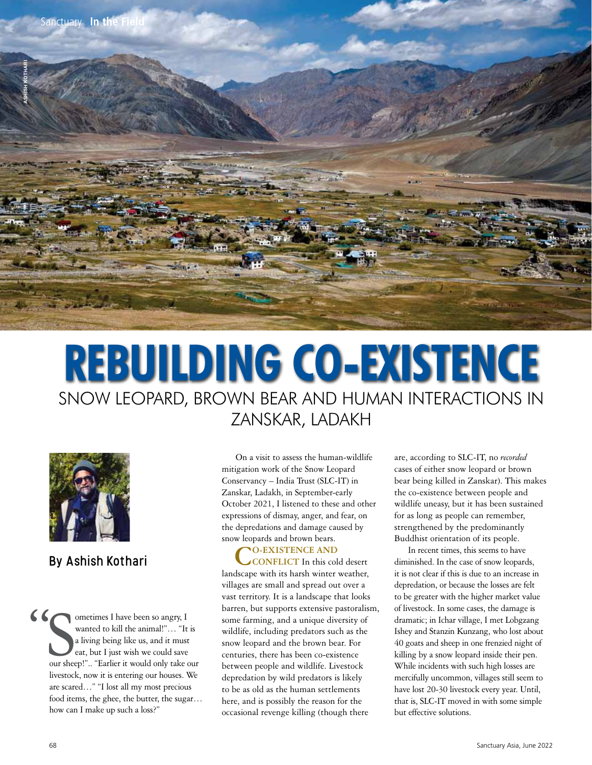# REBUILDING CO-EXISTENCE

## SNOW LEOPARD, BROWN BEAR AND HUMAN INTERACTIONS IN ZANSKAR, LADAKH

**By Ashish Kothari**

"Sometimes I have been so angry, I wanted to kill the animal!"… "It is a living being like us, and it must eat, but I just wish we could save our sheep!".. "Earlier it would only take our livestock, now it is entering our houses. We are scared…" "I lost all my most precious food items, the ghee, the butter, the sugar… how can I make up such a loss?"

On a visit to assess the human-wildlife mitigation work of the Snow Leopard Conservancy – India Trust (SLC-IT) in Zanskar, Ladakh, in September-early October 2021, I listened to these and other expressions of dismay, anger, and fear, on the depredations and damage caused by snow leopards and brown bears.

**CO-EXISTENCE AND CONFLICT** In this cold desert landscape with its harsh winter weather, villages are small and spread out over a vast territory. It is a landscape that looks barren, but supports extensive pastoralism, some farming, and a unique diversity of wildlife, including predators such as the snow leopard and the brown bear. For centuries, there has been co-existence between people and wildlife. Livestock depredation by wild predators is likely to be as old as the human settlements here, and is possibly the reason for the occasional revenge killing (though there are, according to SLC-IT, no *recorded* cases of either snow leopard or brown bear being killed in Zanskar). This makes the co-existence between people and wildlife uneasy, but it has been sustained for as long as people can remember, strengthened by the predominantly Buddhist orientation of its people.

In recent times, this seems to have diminished. In the case of snow leopards, it is not clear if this is due to an increase in depredation, or because the losses are felt to be greater with the higher market value of livestock. In some cases, the damage is dramatic; in Ichar village, I met Lobgzang Ishey and Stanzin Kunzang, who lost about 40 goats and sheep in one frenzied night of killing by a snow leopard inside their pen. While incidents with such high losses are mercifully uncommon, villages still seem to have lost 20-30 livestock every year. Until, that is, SLC-IT moved in with some simple but effective solutions.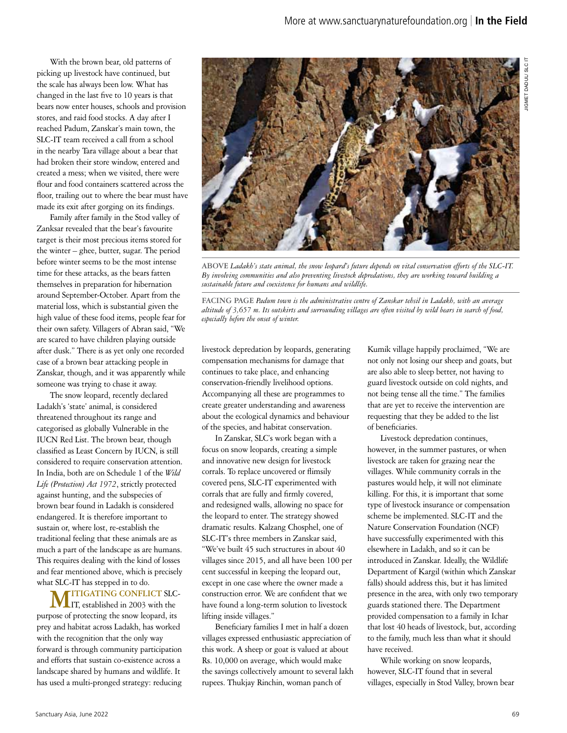With the brown bear, old patterns of picking up livestock have continued, but the scale has always been low. What has changed in the last five to 10 years is that bears now enter houses, schools and provision stores, and raid food stocks. A day after I reached Padum, Zanskar's main town, the SLC-IT team received a call from a school in the nearby Tara village about a bear that had broken their store window, entered and created a mess; when we visited, there were flour and food containers scattered across the floor, trailing out to where the bear must have made its exit after gorging on its findings.

Family after family in the Stod valley of Zanksar revealed that the bear's favourite target is their most precious items stored for the winter – ghee, butter, sugar. The period before winter seems to be the most intense time for these attacks, as the bears fatten themselves in preparation for hibernation around September-October. Apart from the material loss, which is substantial given the high value of these food items, people fear for their own safety. Villagers of Abran said, "We are scared to have children playing outside after dusk." There is as yet only one recorded case of a brown bear attacking people in Zanskar, though, and it was apparently while someone was trying to chase it away.

The snow leopard, recently declared Ladakh's 'state' animal, is considered threatened throughout its range and categorised as globally Vulnerable in the IUCN Red List. The brown bear, though classified as Least Concern by IUCN, is still considered to require conservation attention. In India, both are on Schedule 1 of the *Wild Life (Protection) Act 1972*, strictly protected against hunting, and the subspecies of brown bear found in Ladakh is considered endangered. It is therefore important to sustain or, where lost, re-establish the traditional feeling that these animals are as much a part of the landscape as are humans. This requires dealing with the kind of losses and fear mentioned above, which is precisely what SLC-IT has stepped in to do.

**MITIGATING CONFLICT** SLC-IT, established in 2003 with the purpose of protecting the snow leopard, its prey and habitat across Ladakh, has worked with the recognition that the only way forward is through community participation and efforts that sustain co-existence across a landscape shared by humans and wildlife. It has used a multi-pronged strategy: reducing livestock depredation by leopards, generating compensation mechanisms for damage that continues to take place, and enhancing conservation-friendly livelihood options. Accompanying all these are programmes to create greater understanding and awareness about the ecological dynamics and behaviour of the species, and habitat conservation.

In Zanskar, SLC's work began with a focus on snow leopards, creating a simple and innovative new design for livestock corrals. To replace uncovered or flimsily covered pens, SLC-IT experimented with corrals that are fully and firmly covered, and redesigned walls, allowing no space for the leopard to enter. The strategy showed dramatic results. Kalzang Chosphel, one of SLC-IT's three members in Zanskar said, "We've built 45 such structures in about 40 villages since 2015, and all have been 100 per cent successful in keeping the leopard out, except in one case where the owner made a construction error. We are confident that we have found a long-term solution to livestock lifting inside villages."

Beneficiary families I met in half a dozen villages expressed enthusiastic appreciation of this work. A sheep or goat is valued at about Rs. 10,000 on average, which would make the savings collectively amount to several lakh rupees. Thukjay Rinchin, woman panch of Kumik village happily proclaimed, "We are not only not losing our sheep and goats, but are also able to sleep better, not having to guard livestock outside on cold nights, and not being tense all the time." The families that are yet to receive the intervention are requesting that they be added to the list of beneficiaries.

Livestock depredation continues, however, in the summer pastures, or when livestock are taken for grazing near the villages. While community corrals in the pastures would help, it will not eliminate killing. For this, it is important that some type of livestock insurance or compensation scheme be implemented. SLC-IT and the Nature Conservation Foundation (NCF) have successfully experimented with this elsewhere in Ladakh, and so it can be introduced in Zanskar. Ideally, the Wildlife Department of Kargil (within which Zanskar falls) should address this, but it has limited presence in the area, with only two temporary guards stationed there. The Department provided compensation to a family in Ichar that lost 40 heads of livestock, but, according to the family, much less than what it should have received.

While working on snow leopards, however, SLC-IT found that in several villages, especially in Stod Valley, brown bear

JIGMET DADUL/ SLC IT

**ABOVE** *Ladakh's state animal, the snow leopard's future depends on vital conservation efforts of the SLC-IT. By involving communities and also preventing livestock depredations, they are working toward building a sustainable future and coexistence for humans and wildlife.*

**FACING PAGE** *Padum town is the administrative centre of Zanskar tehsil in Ladakh, with an average altitude of 3,657 m. Its outskirts and surrounding villages are often visited by wild bears in search of food, especially before the onset of winter.*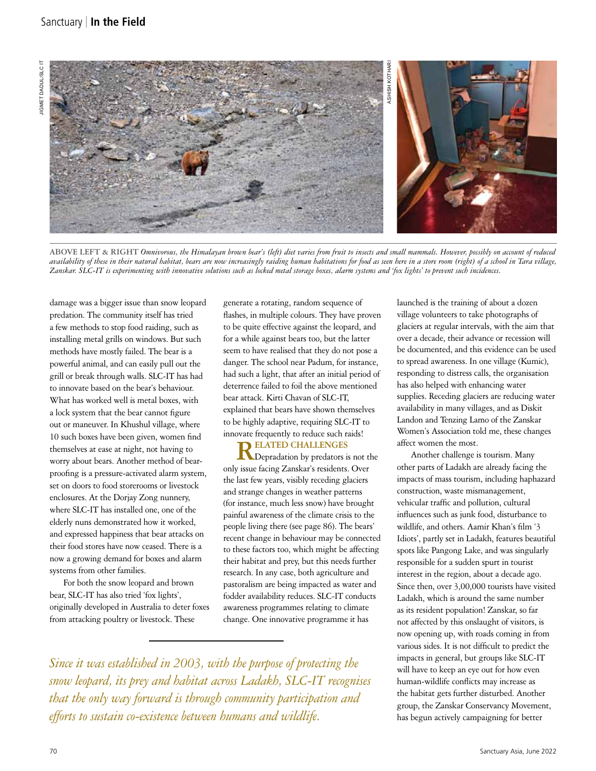ABOVE LEFT & RIGHT *Omnivorous, the Himalayan brown bear's (left) diet varies from fruit to insects and small mammals. However, possibly on account of reduced availability of these in their natural habitat, bears are now increasingly raiding human habitations for food as seen here in a store room (right) of a school in Tara village, Zanskar. SLC-IT is experimenting with innovative solutions such as locked metal storage boxes, alarm systems and 'fox lights' to prevent such incidences.*

damage was a bigger issue than snow leopard predation. The community itself has tried a few methods to stop food raiding, such as installing metal grills on windows. But such methods have mostly failed. The bear is a powerful animal, and can easily pull out the grill or break through walls. SLC-IT has had to innovate based on the bear's behaviour. What has worked well is metal boxes, with a lock system that the bear cannot figure out or maneuver. In Khushul village, where 10 such boxes have been given, women find themselves at ease at night, not having to worry about bears. Another method of bear-proofing is a pressure-activated alarm system, set on doors to food storerooms or livestock enclosures. At the Dorjay Zong nunnery, where SLC-IT has installed one, one of the elderly nuns demonstrated how it worked, and expressed happiness that bear attacks on their food stores have now ceased. There is a now a growing demand for boxes and alarm systems from other families.

For both the snow leopard and brown bear, SLC-IT has also tried 'fox lights', originally developed in Australia to deter foxes from attacking poultry or livestock. These generate a rotating, random sequence of flashes, in multiple colours. They have proven to be quite effective against the leopard, and for a while against bears too, but the latter seem to have realised that they do not pose a danger. The school near Padum, for instance, had such a light, that after an initial period of deterrence failed to foil the above mentioned bear attack. Kirti Chavan of SLC-IT, explained that bears have shown themselves to be highly adaptive, requiring SLC-IT to innovate frequently to reduce such raids!

## RELATED CHALLENGES

Depradation by predators is not the only issue facing Zanskar's residents. Over the last few years, visibly receding glaciers and strange changes in weather patterns (for instance, much less snow) have brought painful awareness of the climate crisis to the people living there (see page 86). The bears' recent change in behaviour may be connected to these factors too, which might be affecting their habitat and prey, but this needs further research. In any case, both agriculture and pastoralism are being impacted as water and fodder availability reduces. SLC-IT conducts awareness programmes relating to climate change. One innovative programme it has launched is the training of about a dozen village volunteers to take photographs of glaciers at regular intervals, with the aim that over a decade, their advance or recession will be documented, and this evidence can be used to spread awareness. In one village (Kumic), responding to distress calls, the organisation has also helped with enhancing water supplies. Receding glaciers are reducing water availability in many villages, and as Diskit Landon and Tenzing Lamo of the Zanskar Women's Association told me, these changes affect women the most.

Another challenge is tourism. Many other parts of Ladakh are already facing the impacts of mass tourism, including haphazard construction, waste mismanagement, vehicular traffic and pollution, cultural influences such as junk food, disturbance to wildlife, and others. Aamir Khan's film '3 Idiots', partly set in Ladakh, features beautiful spots like Pangong Lake, and was singularly responsible for a sudden spurt in tourist interest in the region, about a decade ago. Since then, over 3,00,000 tourists have visited Ladakh, which is around the same number as its resident population! Zanskar, so far not affected by this onslaught of visitors, is now opening up, with roads coming in from various sides. It is not difficult to predict the impacts in general, but groups like SLC-IT will have to keep an eye out for how even human-wildlife conflicts may increase as the habitat gets further disturbed. Another group, the Zanskar Conservancy Movement, has begun actively campaigning for better

*Since it was established in 2003, with the purpose of protecting the snow leopard, its prey and habitat across Ladakh, SLC-IT recognises that the only way forward is through community participation and efforts to sustain co-existence between humans and wildlife.*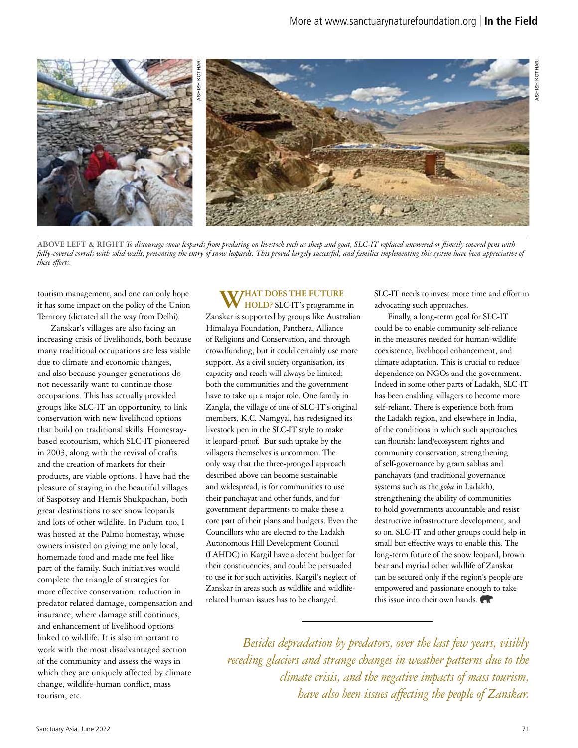ASHISH KOTHARI

ASHISH KOTHARI

**ABOVE LEFT & RIGHT** *To discourage snow leopards from predating on livestock such as sheep and goat, SLC-IT replaced uncovered or flimsily covered pens with fully-covered corrals with solid walls, preventing the entry of snow leopards. This proved largely successful, and families implementing this system have been appreciative of these efforts.*

tourism management, and one can only hope it has some impact on the policy of the Union Territory (dictated all the way from Delhi).

Zanskar's villages are also facing an increasing crisis of livelihoods, both because many traditional occupations are less viable due to climate and economic changes, and also because younger generations do not necessarily want to continue those occupations. This has actually provided groups like SLC-IT an opportunity, to link conservation with new livelihood options that build on traditional skills. Homestay-based ecotourism, which SLC-IT pioneered in 2003, along with the revival of crafts and the creation of markets for their products, are viable options. I have had the pleasure of staying in the beautiful villages of Saspotsey and Hemis Shukpachan, both great destinations to see snow leopards and lots of other wildlife. In Padum too, I was hosted at the Palmo homestay, whose owners insisted on giving me only local, homemade food and made me feel like part of the family. Such initiatives would complete the triangle of strategies for more effective conservation: reduction in predator related damage, compensation and insurance, where damage still continues, and enhancement of livelihood options linked to wildlife. It is also important to work with the most disadvantaged section of the community and assess the ways in which they are uniquely affected by climate change, wildlife-human conflict, mass tourism, etc.

**WHAT DOES THE FUTURE HOLD?** SLC-IT's programme in Zanskar is supported by groups like Australian Himalaya Foundation, Panthera, Alliance of Religions and Conservation, and through crowdfunding, but it could certainly use more support. As a civil society organisation, its capacity and reach will always be limited; both the communities and the government have to take up a major role. One family in Zangla, the village of one of SLC-IT's original members, K.C. Namgyal, has redesigned its livestock pen in the SLC-IT style to make it leopard-proof. But such uptake by the villagers themselves is uncommon. The only way that the three-pronged approach described above can become sustainable and widespread, is for communities to use their panchayat and other funds, and for government departments to make these a core part of their plans and budgets. Even the Councillors who are elected to the Ladakh Autonomous Hill Development Council (LAHDC) in Kargil have a decent budget for their constituencies, and could be persuaded to use it for such activities. Kargil's neglect of Zanskar in areas such as wildlife and wildlife-related human issues has to be changed. SLC-IT needs to invest more time and effort in advocating such approaches.

Finally, a long-term goal for SLC-IT could be to enable community self-reliance in the measures needed for human-wildlife coexistence, livelihood enhancement, and climate adaptation. This is crucial to reduce dependence on NGOs and the government. Indeed in some other parts of Ladakh, SLC-IT has been enabling villagers to become more self-reliant. There is experience both from the Ladakh region, and elsewhere in India, of the conditions in which such approaches can flourish: land/ecosystem rights and community conservation, strengthening of self-governance by gram sabhas and panchayats (and traditional governance systems such as the *goba* in Ladakh), strengthening the ability of communities to hold governments accountable and resist destructive infrastructure development, and so on. SLC-IT and other groups could help in small but effective ways to enable this. The long-term future of the snow leopard, brown bear and myriad other wildlife of Zanskar can be secured only if the region's people are empowered and passionate enough to take this issue into their own hands.

*Besides depradation by predators, over the last few years, visibly receding glaciers and strange changes in weather patterns due to the climate crisis, and the negative impacts of mass tourism, have also been issues affecting the people of Zanskar.*